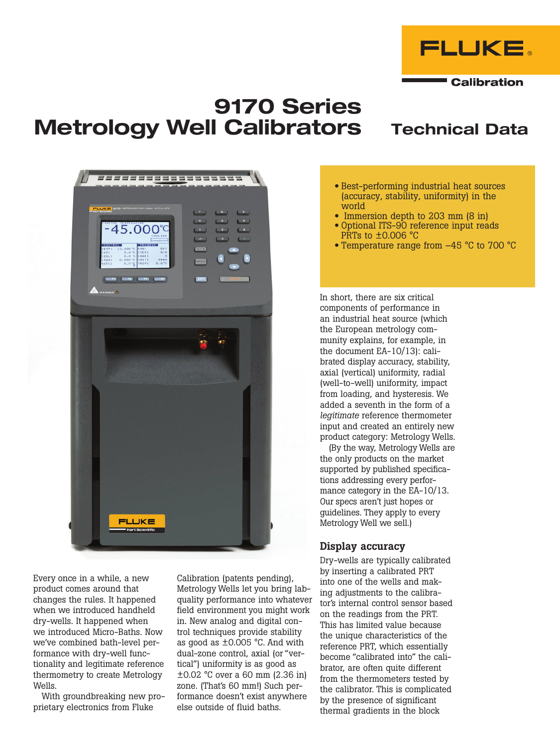FLUKE®

Calibration

# 9170 Series Metrology Well Calibrators

## Technical Data

- Best-performing industrial heat sources (accuracy, stability, uniformity) in the world
- Immersion depth to 203 mm (8 in)
- Optional ITS-90 reference input reads PRTs to ±0.006 °C
- Temperature range from –45 °C to 700 °C

Every once in a while, a new product comes around that changes the rules. It happened when we introduced handheld dry-wells. It happened when we introduced Micro-Baths. Now we've combined bath-level performance with dry-well functionality and legitimate reference thermometry to create Metrology Wells.

With groundbreaking new proprietary electronics from Fluke Calibration (patents pending), Metrology Wells let you bring lab-quality performance into whatever field environment you might work in. New analog and digital control techniques provide stability as good as ±0.005 °C. And with dual-zone control, axial (or "vertical") uniformity is as good as ±0.02 °C over a 60 mm (2.36 in) zone. (That's 60 mm!) Such performance doesn't exist anywhere else outside of fluid baths.

In short, there are six critical components of performance in an industrial heat source (which the European metrology community explains, for example, in the document EA-10/13): calibrated display accuracy, stability, axial (vertical) uniformity, radial (well-to-well) uniformity, impact from loading, and hysteresis. We added a seventh in the form of a *legitimate* reference thermometer input and created an entirely new product category: Metrology Wells.

(By the way, Metrology Wells are the only products on the market supported by published specifications addressing every performance category in the EA-10/13. Our specs aren't just hopes or guidelines. They apply to every Metrology Well we sell.)

### Display accuracy

Dry-wells are typically calibrated by inserting a calibrated PRT into one of the wells and making adjustments to the calibrator's internal control sensor based on the readings from the PRT. This has limited value because the unique characteristics of the reference PRT, which essentially become "calibrated into" the calibrator, are often quite different from the thermometers tested by the calibrator. This is complicated by the presence of significant thermal gradients in the block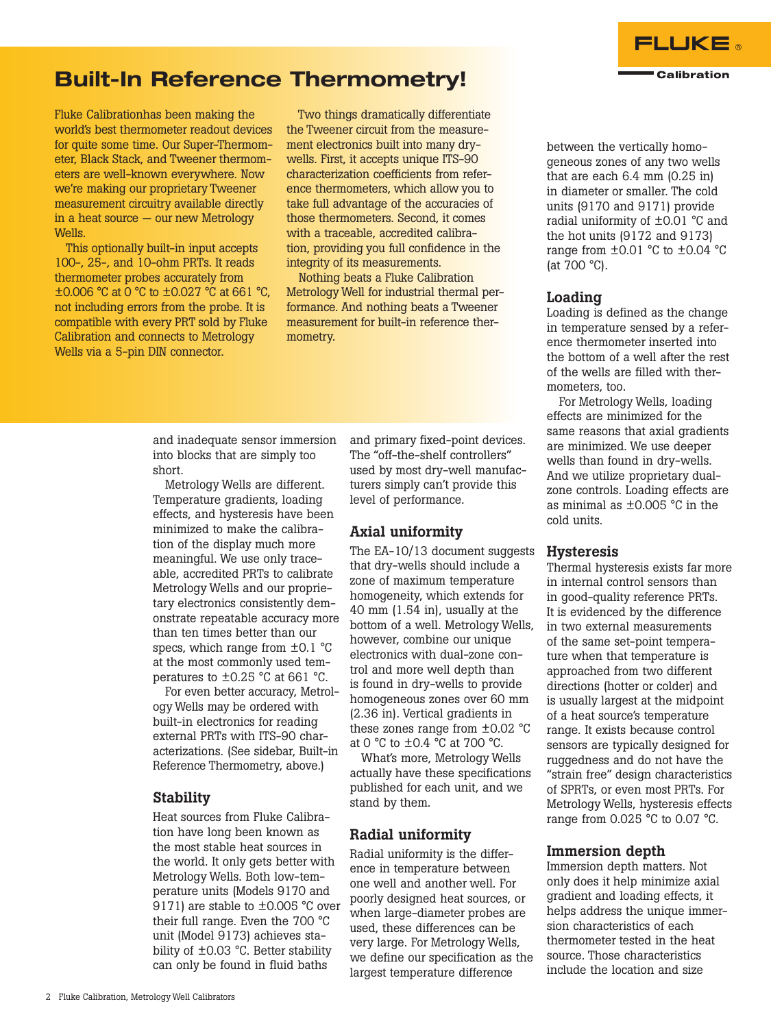# Built-In Reference Thermometry!

Fluke Calibrationhas been making the world's best thermometer readout devices for quite some time. Our Super-Thermometer, Black Stack, and Tweener thermometers are well-known everywhere. Now we're making our proprietary Tweener measurement circuitry available directly in a heat source — our new Metrology Wells.

This optionally built-in input accepts 100-, 25-, and 10-ohm PRTs. It reads thermometer probes accurately from ±0.006 °C at 0 °C to ±0.027 °C at 661 °C, not including errors from the probe. It is compatible with every PRT sold by Fluke Calibration and connects to Metrology Wells via a 5-pin DIN connector.

Two things dramatically differentiate the Tweener circuit from the measurement electronics built into many dry-wells. First, it accepts unique ITS-90 characterization coefficients from reference thermometers, which allow you to take full advantage of the accuracies of those thermometers. Second, it comes with a traceable, accredited calibration, providing you full confidence in the integrity of its measurements.

Nothing beats a Fluke Calibration Metrology Well for industrial thermal performance. And nothing beats a Tweener measurement for built-in reference thermometry.

and inadequate sensor immersion into blocks that are simply too short.

Metrology Wells are different. Temperature gradients, loading effects, and hysteresis have been minimized to make the calibration of the display much more meaningful. We use only traceable, accredited PRTs to calibrate Metrology Wells and our proprietary electronics consistently demonstrate repeatable accuracy more than ten times better than our specs, which range from ±0.1 °C at the most commonly used temperatures to ±0.25 °C at 661 °C.

For even better accuracy, Metrology Wells may be ordered with built-in electronics for reading external PRTs with ITS-90 characterizations. (See sidebar, Built-in Reference Thermometry, above.)

## Stability

Heat sources from Fluke Calibration have long been known as the most stable heat sources in the world. It only gets better with Metrology Wells. Both low-temperature units (Models 9170 and 9171) are stable to ±0.005 °C over their full range. Even the 700 °C unit (Model 9173) achieves stability of ±0.03 °C. Better stability can only be found in fluid baths and primary fixed-point devices. The "off-the-shelf controllers" used by most dry-well manufacturers simply can't provide this level of performance.

## Axial uniformity

The EA-10/13 document suggests that dry-wells should include a zone of maximum temperature homogeneity, which extends for 40 mm (1.54 in), usually at the bottom of a well. Metrology Wells, however, combine our unique electronics with dual-zone control and more well depth than is found in dry-wells to provide homogeneous zones over 60 mm (2.36 in). Vertical gradients in these zones range from ±0.02 °C at 0 °C to ±0.4 °C at 700 °C.

What's more, Metrology Wells actually have these specifications published for each unit, and we stand by them.

## Radial uniformity

Radial uniformity is the difference in temperature between one well and another well. For poorly designed heat sources, or when large-diameter probes are used, these differences can be very large. For Metrology Wells, we define our specification as the largest temperature difference between the vertically homogeneous zones of any two wells that are each 6.4 mm (0.25 in) in diameter or smaller. The cold units (9170 and 9171) provide radial uniformity of ±0.01 °C and the hot units (9172 and 9173) range from ±0.01 °C to ±0.04 °C (at 700 °C).

## Loading

Loading is defined as the change in temperature sensed by a reference thermometer inserted into the bottom of a well after the rest of the wells are filled with thermometers, too.

For Metrology Wells, loading effects are minimized for the same reasons that axial gradients are minimized. We use deeper wells than found in dry-wells. And we utilize proprietary dual-zone controls. Loading effects are as minimal as ±0.005 °C in the cold units.

## Hysteresis

Thermal hysteresis exists far more in internal control sensors than in good-quality reference PRTs. It is evidenced by the difference in two external measurements of the same set-point temperature when that temperature is approached from two different directions (hotter or colder) and is usually largest at the midpoint of a heat source's temperature range. It exists because control sensors are typically designed for ruggedness and do not have the "strain free" design characteristics of SPRTs, or even most PRTs. For Metrology Wells, hysteresis effects range from 0.025 °C to 0.07 °C.

## Immersion depth

Immersion depth matters. Not only does it help minimize axial gradient and loading effects, it helps address the unique immersion characteristics of each thermometer tested in the heat source. Those characteristics include the location and size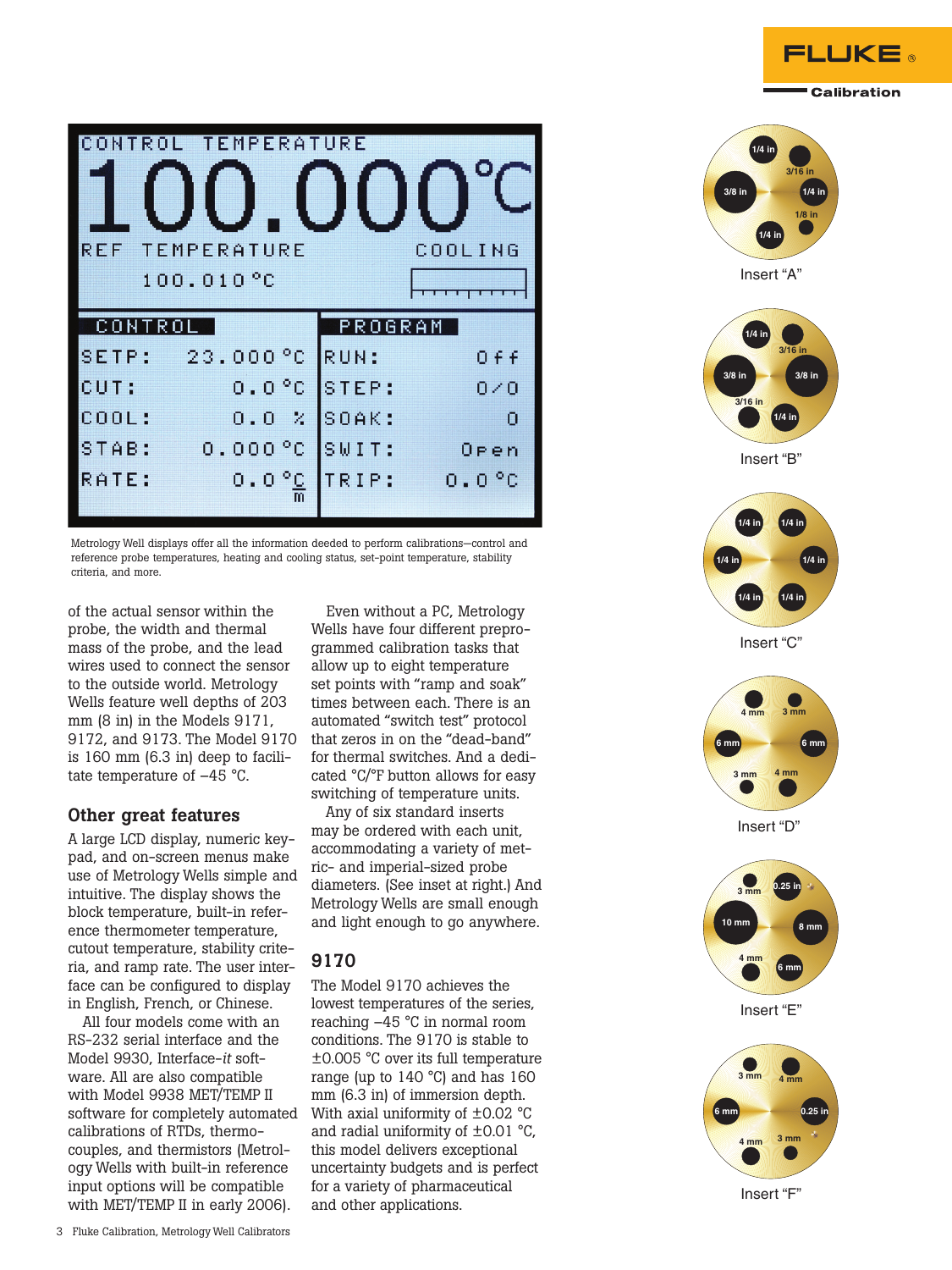Metrology Well displays offer all the information deeded to perform calibrations—control and reference probe temperatures, heating and cooling status, set-point temperature, stability criteria, and more.

of the actual sensor within the probe, the width and thermal mass of the probe, and the lead wires used to connect the sensor to the outside world. Metrology Wells feature well depths of 203 mm (8 in) in the Models 9171, 9172, and 9173. The Model 9170 is 160 mm (6.3 in) deep to facilitate temperature of –45 °C.

## Other great features

A large LCD display, numeric keypad, and on-screen menus make use of Metrology Wells simple and intuitive. The display shows the block temperature, built-in reference thermometer temperature, cutout temperature, stability criteria, and ramp rate. The user interface can be configured to display in English, French, or Chinese.

All four models come with an RS-232 serial interface and the Model 9930, Interface-*it* software. All are also compatible with Model 9938 MET/TEMP II software for completely automated calibrations of RTDs, thermocouples, and thermistors (Metrology Wells with built-in reference input options will be compatible with MET/TEMP II in early 2006).

Even without a PC, Metrology Wells have four different preprogrammed calibration tasks that allow up to eight temperature set points with "ramp and soak" times between each. There is an automated "switch test" protocol that zeros in on the "dead-band" for thermal switches. And a dedicated °C/°F button allows for easy switching of temperature units.

Any of six standard inserts may be ordered with each unit, accommodating a variety of metric- and imperial-sized probe diameters. (See inset at right.) And Metrology Wells are small enough and light enough to go anywhere.

## 9170

The Model 9170 achieves the lowest temperatures of the series, reaching –45 °C in normal room conditions. The 9170 is stable to ±0.005 °C over its full temperature range (up to 140 °C) and has 160 mm (6.3 in) of immersion depth. With axial uniformity of ±0.02 °C and radial uniformity of ±0.01 °C, this model delivers exceptional uncertainty budgets and is perfect for a variety of pharmaceutical and other applications.

Insert "A"

Insert "B"

Insert "C"

Insert "D"

Insert "E"

Insert "F"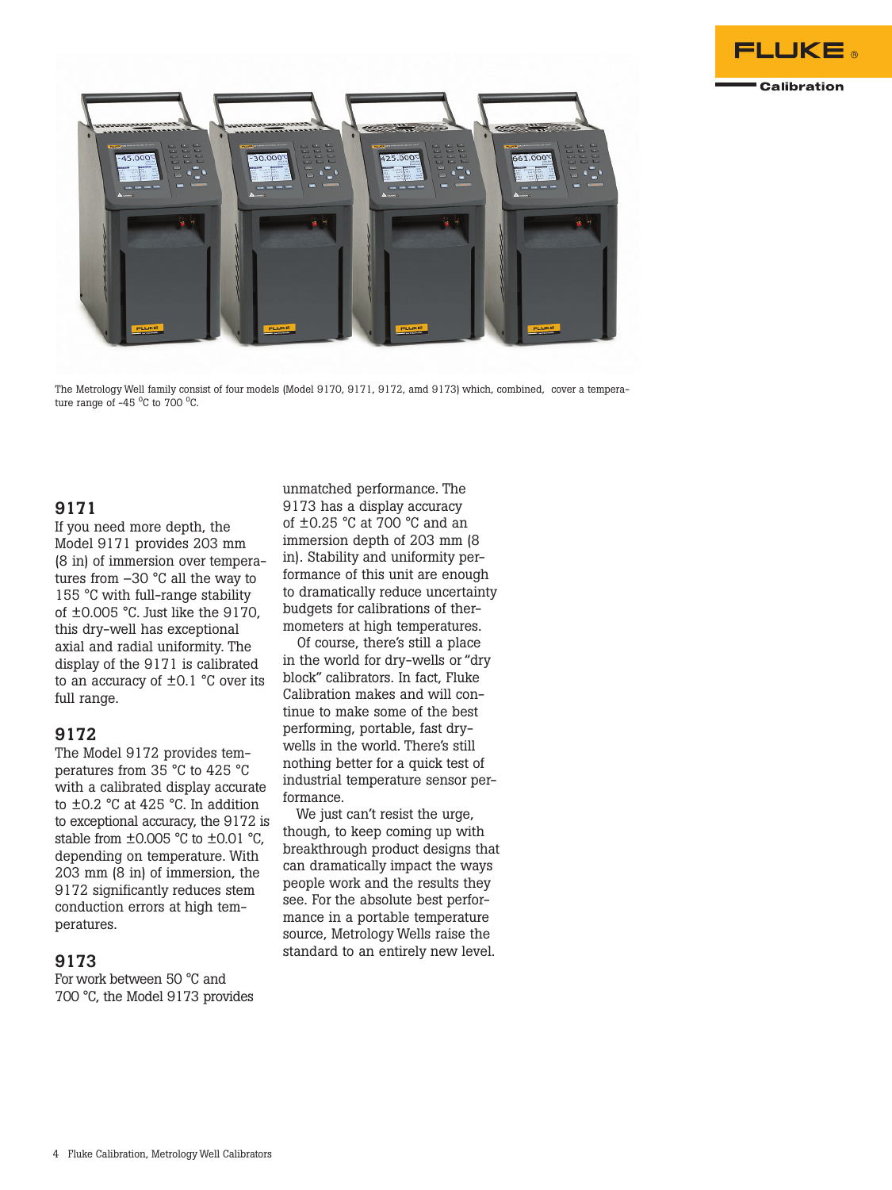The Metrology Well family consist of four models (Model 9170, 9171, 9172, amd 9173) which, combined, cover a temperature range of -45 °C to 700 °C.

## 9171

If you need more depth, the Model 9171 provides 203 mm (8 in) of immersion over temperatures from –30 °C all the way to 155 °C with full-range stability of ±0.005 °C. Just like the 9170, this dry-well has exceptional axial and radial uniformity. The display of the 9171 is calibrated to an accuracy of ±0.1 °C over its full range.

## 9172

The Model 9172 provides temperatures from 35 °C to 425 °C with a calibrated display accurate to ±0.2 °C at 425 °C. In addition to exceptional accuracy, the 9172 is stable from ±0.005 °C to ±0.01 °C, depending on temperature. With 203 mm (8 in) of immersion, the 9172 significantly reduces stem conduction errors at high temperatures.

## 9173

For work between 50 °C and 700 °C, the Model 9173 provides unmatched performance. The 9173 has a display accuracy of ±0.25 °C at 700 °C and an immersion depth of 203 mm (8 in). Stability and uniformity performance of this unit are enough to dramatically reduce uncertainty budgets for calibrations of thermometers at high temperatures.

Of course, there's still a place in the world for dry-wells or "dry block" calibrators. In fact, Fluke Calibration makes and will continue to make some of the best performing, portable, fast dry-wells in the world. There's still nothing better for a quick test of industrial temperature sensor performance.

We just can't resist the urge, though, to keep coming up with breakthrough product designs that can dramatically impact the ways people work and the results they see. For the absolute best performance in a portable temperature source, Metrology Wells raise the standard to an entirely new level.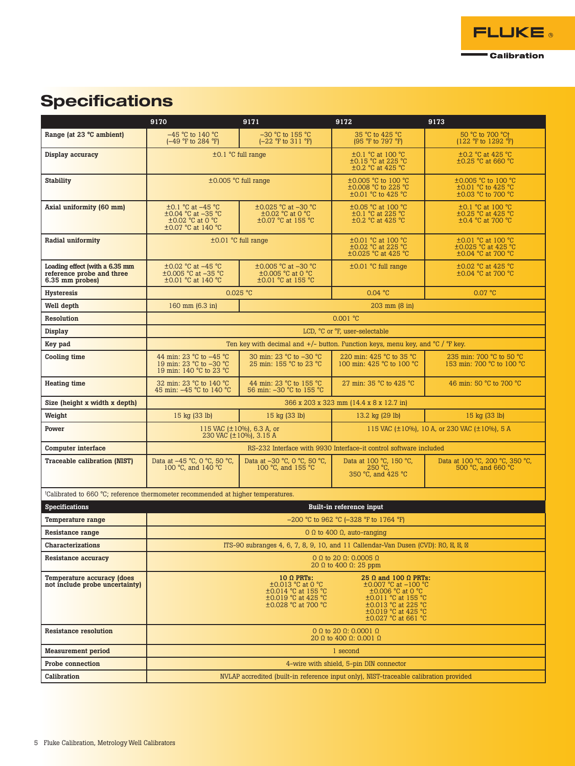# Specifications

| | 9170 | 9171 | 9172 | 9173 |
|---|---|---|---|---|
| Range (at 23 °C ambient) | –45 °C to 140 °C (–49 °F to 284 °F) | –30 °C to 155 °C (–22 °F to 311 °F) | 35 °C to 425 °C (95 °F to 797 °F) | 50 °C to 700 °C† (122 °F to 1292 °F) |
| Display accuracy | ±0.1 °C full range | | ±0.1 °C at 100 °C<br>±0.15 °C at 225 °C<br>±0.2 °C at 425 °C | ±0.2 °C at 425 °C<br>±0.25 °C at 660 °C |
| Stability | ±0.005 °C full range | | ±0.005 °C to 100 °C<br>±0.008 °C to 225 °C<br>±0.01 °C to 425 °C | ±0.005 °C to 100 °C<br>±0.01 °C to 425 °C<br>±0.03 °C to 700 °C |
| Axial uniformity (60 mm) | ±0.1 °C at –45 °C<br>±0.04 °C at –35 °C<br>±0.02 °C at 0 °C<br>±0.07 °C at 140 °C | ±0.025 °C at –30 °C<br>±0.02 °C at 0 °C<br>±0.07 °C at 155 °C | ±0.05 °C at 100 °C<br>±0.1 °C at 225 °C<br>±0.2 °C at 425 °C | ±0.1 °C at 100 °C<br>±0.25 °C at 425 °C<br>±0.4 °C at 700 °C |
| Radial uniformity | ±0.01 °C full range | | ±0.01 °C at 100 °C<br>±0.02 °C at 225 °C<br>±0.025 °C at 425 °C | ±0.01 °C at 100 °C<br>±0.025 °C at 425 °C<br>±0.04 °C at 700 °C |
| Loading effect (with a 6.35 mm reference probe and three 6.35 mm probes) | ±0.02 °C at –45 °C<br>±0.005 °C at –35 °C<br>±0.01 °C at 140 °C | ±0.005 °C at –30 °C<br>±0.005 °C at 0 °C<br>±0.01 °C at 155 °C | ±0.01 °C full range | ±0.02 °C at 425 °C<br>±0.04 °C at 700 °C |
| Hysteresis | 0.025 °C | | 0.04 °C | 0.07 °C |
| Well depth | 160 mm (6.3 in) | 203 mm (8 in) | | |
| Resolution | 0.001 °C | | | |
| Display | LCD, °C or °F, user-selectable | | | |
| Key pad | Ten key with decimal and +/- button. Function keys, menu key, and °C / °F key. | | | |
| Cooling time | 44 min: 23 °C to –45 °C<br>19 min: 23 °C to –30 °C<br>19 min: 140 °C to 23 °C | 30 min: 23 °C to –30 °C<br>25 min: 155 °C to 23 °C | 220 min: 425 °C to 35 °C<br>100 min: 425 °C to 100 °C | 235 min: 700 °C to 50 °C<br>153 min: 700 °C to 100 °C |
| Heating time | 32 min: 23 °C to 140 °C<br>45 min: –45 °C to 140 °C | 44 min: 23 °C to 155 °C<br>56 min: –30 °C to 155 °C | 27 min: 35 °C to 425 °C | 46 min: 50 °C to 700 °C |
| Size (height x width x depth) | 366 x 203 x 323 mm (14.4 x 8 x 12.7 in) | | | |
| Weight | 15 kg (33 lb) | 15 kg (33 lb) | 13.2 kg (29 lb) | 15 kg (33 lb) |
| Power | 115 VAC (±10%), 6.3 A, or 230 VAC (±10%), 3.15 A | | 115 VAC (±10%), 10 A, or 230 VAC (±10%), 5 A | |
| Computer interface | RS-232 Interface with 9930 Interface-it control software included | | | |
| Traceable calibration (NIST) | Data at –45 °C, 0 °C, 50 °C, 100 °C, and 140 °C | Data at –30 °C, 0 °C, 50 °C, 100 °C, and 155 °C | Data at 100 °C, 150 °C, 250 °C, 350 °C, and 425 °C | Data at 100 °C, 200 °C, 350 °C, 500 °C, and 660 °C |

†Calibrated to 660 °C; reference thermometer recommended at higher temperatures.

| Specifications | Built-in reference input |
|---|---|
| Temperature range | –200 °C to 962 °C (–328 °F to 1764 °F) |
| Resistance range | 0 Ω to 400 Ω, auto-ranging |
| Characterizations | ITS-90 subranges 4, 6, 7, 8, 9, 10, and 11 Callendar-Van Dusen (CVD): R0, α, β, δ |
| Resistance accuracy | 0 Ω to 20 Ω: 0.0005 Ω<br>20 Ω to 400 Ω: 25 ppm |
| Temperature accuracy (does not include probe uncertainty) | **10 Ω PRTs:**<br>±0.013 °C at 0 °C<br>±0.014 °C at 155 °C<br>±0.019 °C at 425 °C<br>±0.028 °C at 700 °C<br>**25 Ω and 100 Ω PRTs:**<br>±0.007 °C at –100 °C<br>±0.006 °C at 0 °C<br>±0.011 °C at 155 °C<br>±0.013 °C at 225 °C<br>±0.019 °C at 425 °C<br>±0.027 °C at 661 °C |
| Resistance resolution | 0 Ω to 20 Ω: 0.0001 Ω<br>20 Ω to 400 Ω: 0.001 Ω |
| Measurement period | 1 second |
| Probe connection | 4-wire with shield, 5-pin DIN connector |
| Calibration | NVLAP accredited (built-in reference input only), NIST-traceable calibration provided |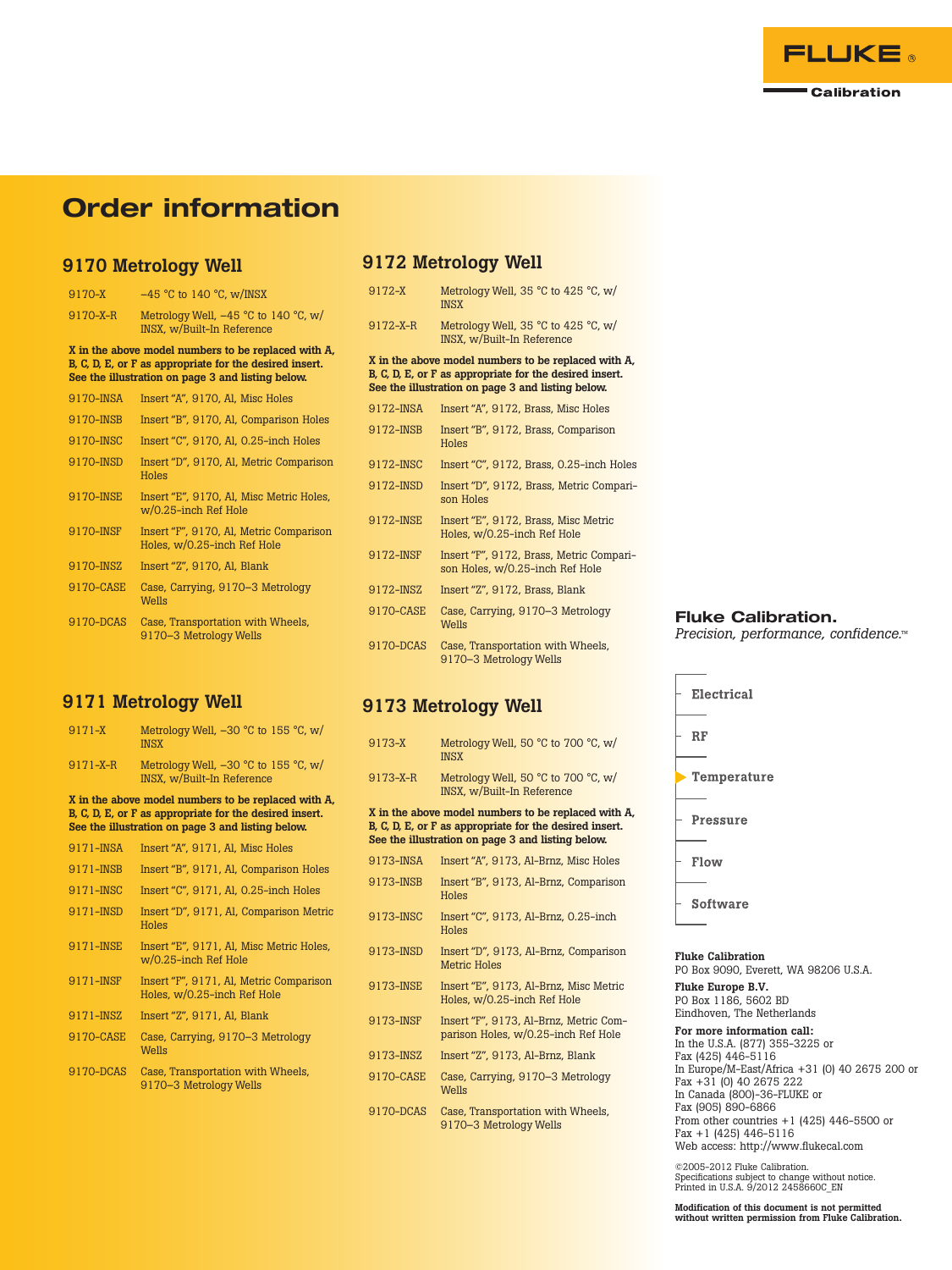# Order information

## 9170 Metrology Well

| | |
|---|---|
| 9170-X | –45 °C to 140 °C, w/INSX |
| 9170-X-R | Metrology Well, –45 °C to 140 °C, w/ INSX, w/Built-In Reference |

**X in the above model numbers to be replaced with A, B, C, D, E, or F as appropriate for the desired insert. See the illustration on page 3 and listing below.**

| | |
|---|---|
| 9170-INSA | Insert "A", 9170, Al, Misc Holes |
| 9170-INSB | Insert "B", 9170, Al, Comparison Holes |
| 9170-INSC | Insert "C", 9170, Al, 0.25-inch Holes |
| 9170-INSD | Insert "D", 9170, Al, Metric Comparison Holes |
| 9170-INSE | Insert "E", 9170, Al, Misc Metric Holes, w/0.25-inch Ref Hole |
| 9170-INSF | Insert "F", 9170, Al, Metric Comparison Holes, w/0.25-inch Ref Hole |
| 9170-INSZ | Insert "Z", 9170, Al, Blank |
| 9170-CASE | Case, Carrying, 9170–3 Metrology Wells |
| 9170-DCAS | Case, Transportation with Wheels, 9170–3 Metrology Wells |

## 9171 Metrology Well

| | |
|---|---|
| 9171-X | Metrology Well, –30 °C to 155 °C, w/ INSX |
| 9171-X-R | Metrology Well, –30 °C to 155 °C, w/ INSX, w/Built-In Reference |

**X in the above model numbers to be replaced with A, B, C, D, E, or F as appropriate for the desired insert. See the illustration on page 3 and listing below.**

| | |
|---|---|
| 9171-INSA | Insert "A", 9171, Al, Misc Holes |
| 9171-INSB | Insert "B", 9171, Al, Comparison Holes |
| 9171-INSC | Insert "C", 9171, Al, 0.25-inch Holes |
| 9171-INSD | Insert "D", 9171, Al, Comparison Metric Holes |
| 9171-INSE | Insert "E", 9171, Al, Misc Metric Holes, w/0.25-inch Ref Hole |
| 9171-INSF | Insert "F", 9171, Al, Metric Comparison Holes, w/0.25-inch Ref Hole |
| 9171-INSZ | Insert "Z", 9171, Al, Blank |
| 9170-CASE | Case, Carrying, 9170–3 Metrology Wells |
| 9170-DCAS | Case, Transportation with Wheels, 9170–3 Metrology Wells |

## 9172 Metrology Well

| | |
|---|---|
| 9172-X | Metrology Well, 35 °C to 425 °C, w/ INSX |
| 9172-X-R | Metrology Well, 35 °C to 425 °C, w/ INSX, w/Built-In Reference |

**X in the above model numbers to be replaced with A, B, C, D, E, or F as appropriate for the desired insert. See the illustration on page 3 and listing below.**

| | |
|---|---|
| 9172-INSA | Insert "A", 9172, Brass, Misc Holes |
| 9172-INSB | Insert "B", 9172, Brass, Comparison Holes |
| 9172-INSC | Insert "C", 9172, Brass, 0.25-inch Holes |
| 9172-INSD | Insert "D", 9172, Brass, Metric Comparison Holes |
| 9172-INSE | Insert "E", 9172, Brass, Misc Metric Holes, w/0.25-inch Ref Hole |
| 9172-INSF | Insert "F", 9172, Brass, Metric Comparison Holes, w/0.25-inch Ref Hole |
| 9172-INSZ | Insert "Z", 9172, Brass, Blank |
| 9170-CASE | Case, Carrying, 9170–3 Metrology Wells |
| 9170-DCAS | Case, Transportation with Wheels, 9170–3 Metrology Wells |

## 9173 Metrology Well

| | |
|---|---|
| 9173-X | Metrology Well, 50 °C to 700 °C, w/ INSX |
| 9173-X-R | Metrology Well, 50 °C to 700 °C, w/ INSX, w/Built-In Reference |

**X in the above model numbers to be replaced with A, B, C, D, E, or F as appropriate for the desired insert. See the illustration on page 3 and listing below.**

| | |
|---|---|
| 9173-INSA | Insert "A", 9173, Al-Brnz, Misc Holes |
| 9173-INSB | Insert "B", 9173, Al-Brnz, Comparison Holes |
| 9173-INSC | Insert "C", 9173, Al-Brnz, 0.25-inch Holes |
| 9173-INSD | Insert "D", 9173, Al-Brnz, Comparison Metric Holes |
| 9173-INSE | Insert "E", 9173, Al-Brnz, Misc Metric Holes, w/0.25-inch Ref Hole |
| 9173-INSF | Insert "F", 9173, Al-Brnz, Metric Comparison Holes, w/0.25-inch Ref Hole |
| 9173-INSZ | Insert "Z", 9173, Al-Brnz, Blank |
| 9170-CASE | Case, Carrying, 9170–3 Metrology Wells |
| 9170-DCAS | Case, Transportation with Wheels, 9170–3 Metrology Wells |

**Fluke Calibration.**
*Precision, performance, confidence.™*

- Electrical
- RF
- Temperature
- Pressure
- Flow
- Software

**Fluke Calibration**
PO Box 9090, Everett, WA 98206 U.S.A.

**Fluke Europe B.V.**
PO Box 1186, 5602 BD
Eindhoven, The Netherlands

**For more information call:**
In the U.S.A. (877) 355-3225 or
Fax (425) 446-5116
In Europe/M-East/Africa +31 (0) 40 2675 200 or
Fax +31 (0) 40 2675 222
In Canada (800)-36-FLUKE or
Fax (905) 890-6866
From other countries +1 (425) 446-5500 or
Fax +1 (425) 446-5116
Web access: http://www.flukecal.com

©2005-2012 Fluke Calibration.
Specifications subject to change without notice.
Printed in U.S.A. 9/2012 2458660C_EN

**Modification of this document is not permitted without written permission from Fluke Calibration.**